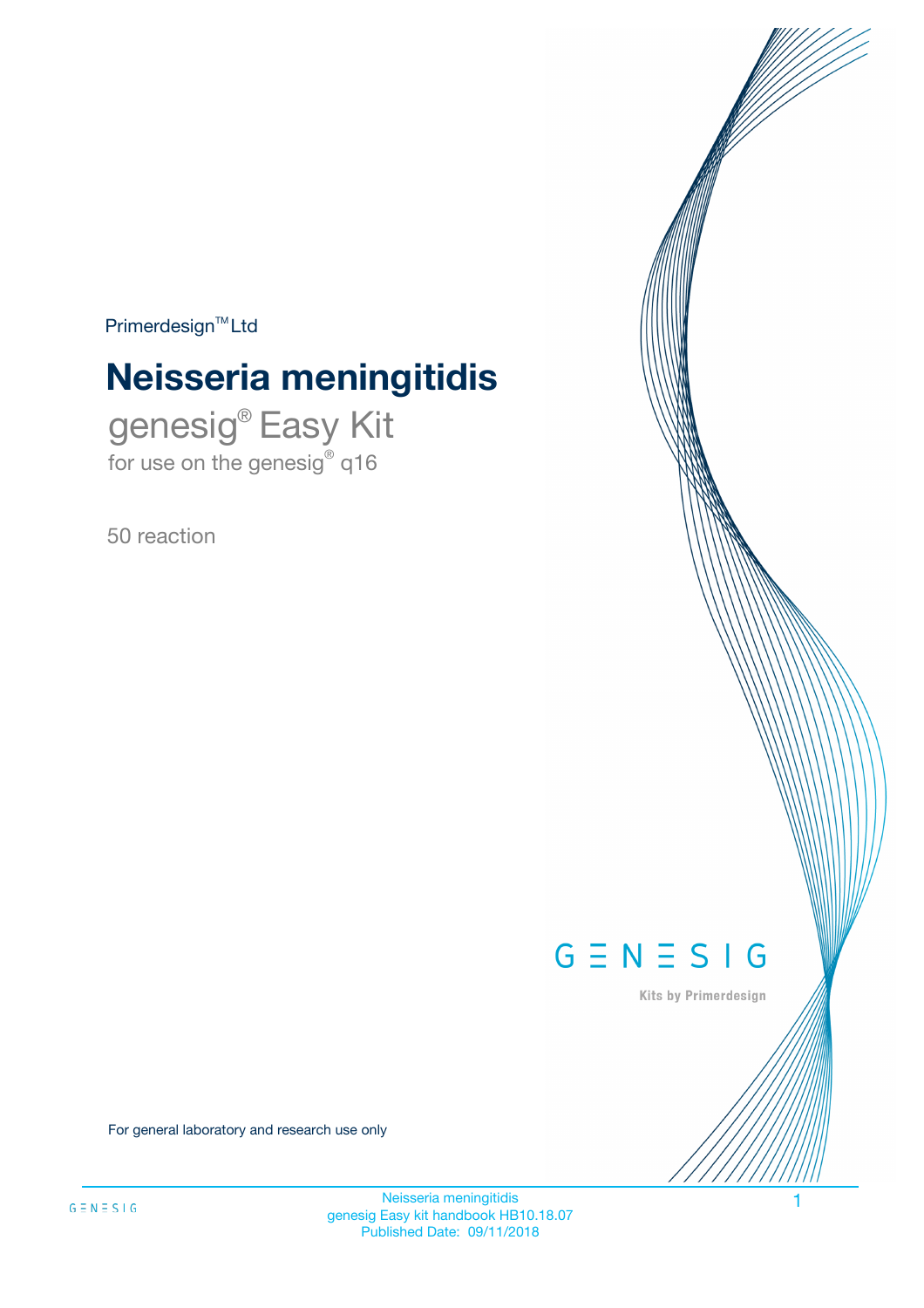Primerdesign™ Ltd

# Neisseria meningitidis

## genesig® Easy Kit

for use on the genesig® q16

50 reaction

GENESIG

Kits by Primerdesign

For general laboratory and research use only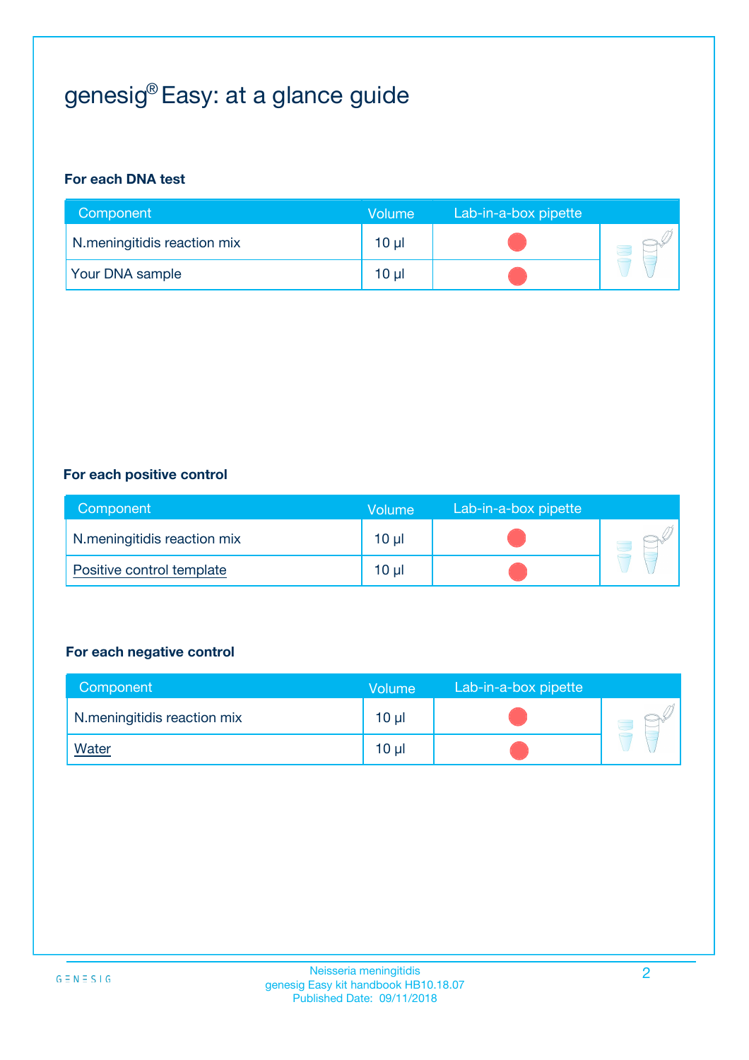# genesig® Easy: at a glance guide

**For each DNA test**

| Component | Volume | Lab-in-a-box pipette |
|---|---|---|
| N.meningitidis reaction mix | 10 µl | |
| Your DNA sample | 10 µl | |

**For each positive control**

| Component | Volume | Lab-in-a-box pipette |
|---|---|---|
| N.meningitidis reaction mix | 10 µl | |
| Positive control template | 10 µl | |

**For each negative control**

| Component | Volume | Lab-in-a-box pipette |
|---|---|---|
| N.meningitidis reaction mix | 10 µl | |
| Water | 10 µl | |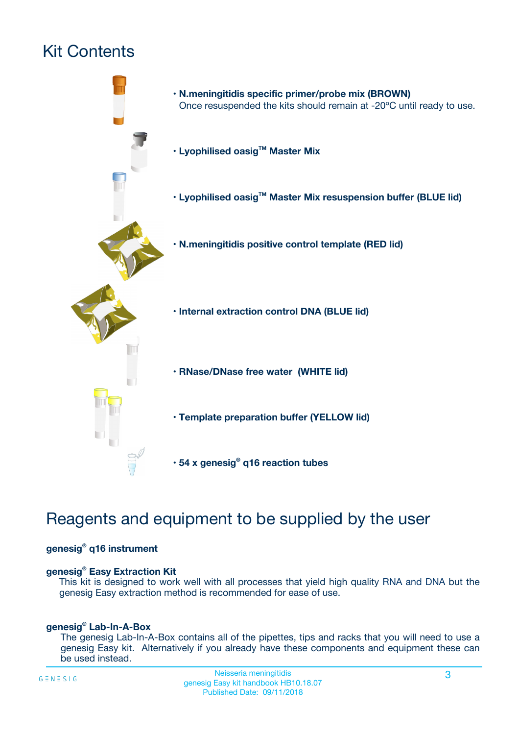# Kit Contents

- **N.meningitidis specific primer/probe mix (BROWN)**
  Once resuspended the kits should remain at -20ºC until ready to use.
- **Lyophilised oasig™ Master Mix**
- **Lyophilised oasig™ Master Mix resuspension buffer (BLUE lid)**
- **N.meningitidis positive control template (RED lid)**
- **Internal extraction control DNA (BLUE lid)**
- **RNase/DNase free water (WHITE lid)**
- **Template preparation buffer (YELLOW lid)**
- **54 x genesig® q16 reaction tubes**

# Reagents and equipment to be supplied by the user

**genesig® q16 instrument**

**genesig® Easy Extraction Kit**

This kit is designed to work well with all processes that yield high quality RNA and DNA but the genesig Easy extraction method is recommended for ease of use.

**genesig® Lab-In-A-Box**

The genesig Lab-In-A-Box contains all of the pipettes, tips and racks that you will need to use a genesig Easy kit. Alternatively if you already have these components and equipment these can be used instead.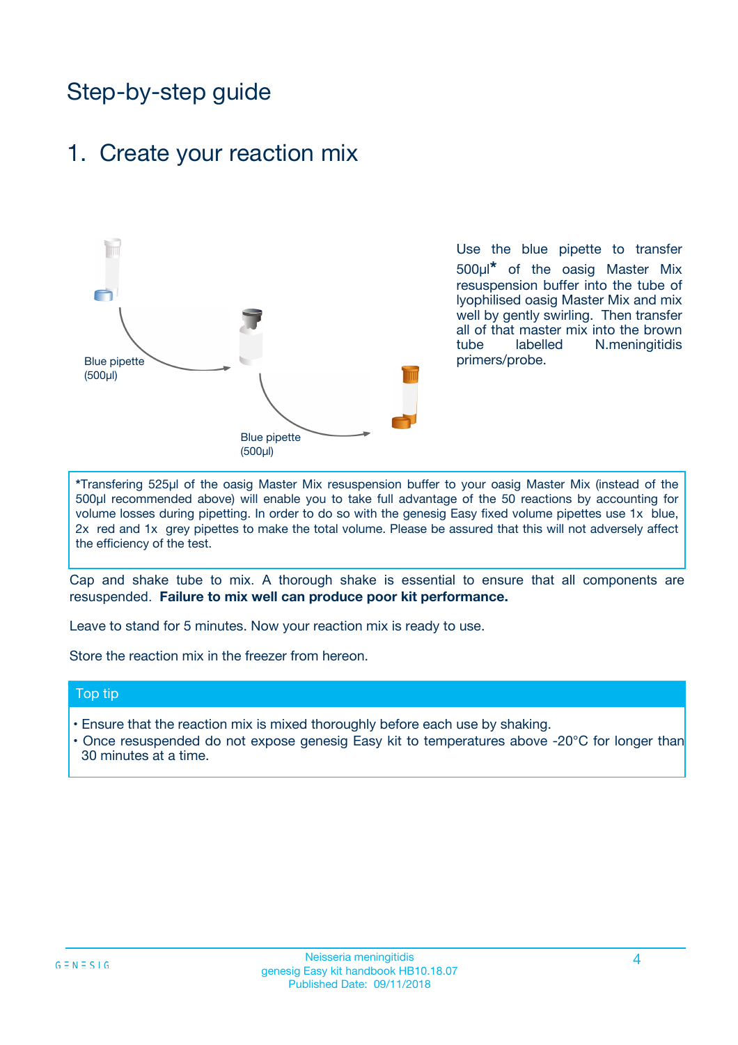# Step-by-step guide

## 1. Create your reaction mix

Blue pipette (500µl)

Blue pipette (500µl)

Use the blue pipette to transfer 500µl* of the oasig Master Mix resuspension buffer into the tube of lyophilised oasig Master Mix and mix well by gently swirling. Then transfer all of that master mix into the brown tube labelled N.meningitidis primers/probe.

*Transfering 525µl of the oasig Master Mix resuspension buffer to your oasig Master Mix (instead of the 500µl recommended above) will enable you to take full advantage of the 50 reactions by accounting for volume losses during pipetting. In order to do so with the genesig Easy fixed volume pipettes use 1x blue, 2x red and 1x grey pipettes to make the total volume. Please be assured that this will not adversely affect the efficiency of the test.

Cap and shake tube to mix. A thorough shake is essential to ensure that all components are resuspended. **Failure to mix well can produce poor kit performance.**

Leave to stand for 5 minutes. Now your reaction mix is ready to use.

Store the reaction mix in the freezer from hereon.

**Top tip**

- Ensure that the reaction mix is mixed thoroughly before each use by shaking.
- Once resuspended do not expose genesig Easy kit to temperatures above -20°C for longer than 30 minutes at a time.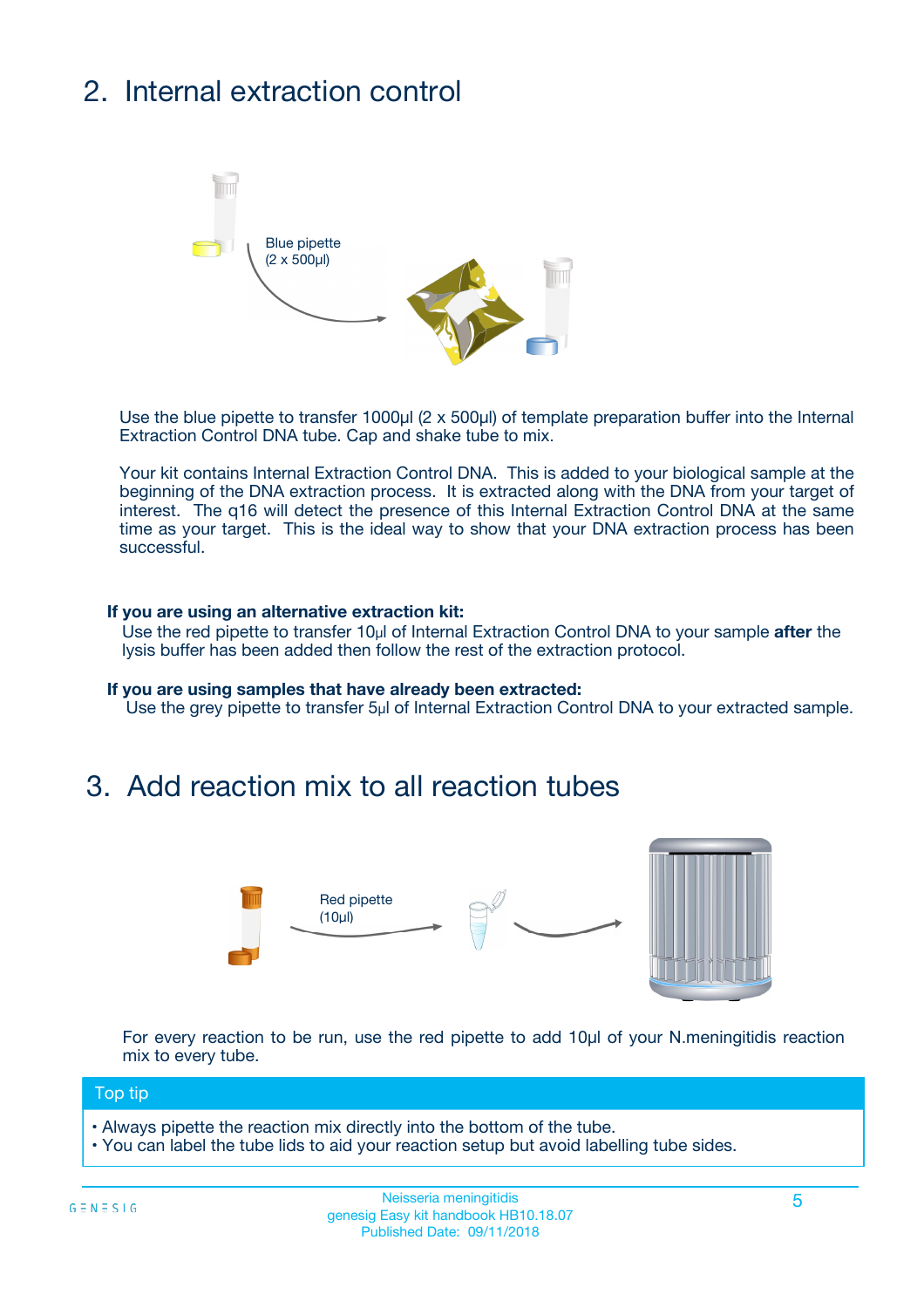## 2. Internal extraction control

Blue pipette
(2 x 500µl)

Use the blue pipette to transfer 1000µl (2 x 500µl) of template preparation buffer into the Internal Extraction Control DNA tube. Cap and shake tube to mix.

Your kit contains Internal Extraction Control DNA. This is added to your biological sample at the beginning of the DNA extraction process. It is extracted along with the DNA from your target of interest. The q16 will detect the presence of this Internal Extraction Control DNA at the same time as your target. This is the ideal way to show that your DNA extraction process has been successful.

**If you are using an alternative extraction kit:**
Use the red pipette to transfer 10µl of Internal Extraction Control DNA to your sample **after** the lysis buffer has been added then follow the rest of the extraction protocol.

**If you are using samples that have already been extracted:**
Use the grey pipette to transfer 5µl of Internal Extraction Control DNA to your extracted sample.

## 3. Add reaction mix to all reaction tubes

Red pipette
(10µl)

For every reaction to be run, use the red pipette to add 10µl of your N.meningitidis reaction mix to every tube.

**Top tip**

- Always pipette the reaction mix directly into the bottom of the tube.
- You can label the tube lids to aid your reaction setup but avoid labelling tube sides.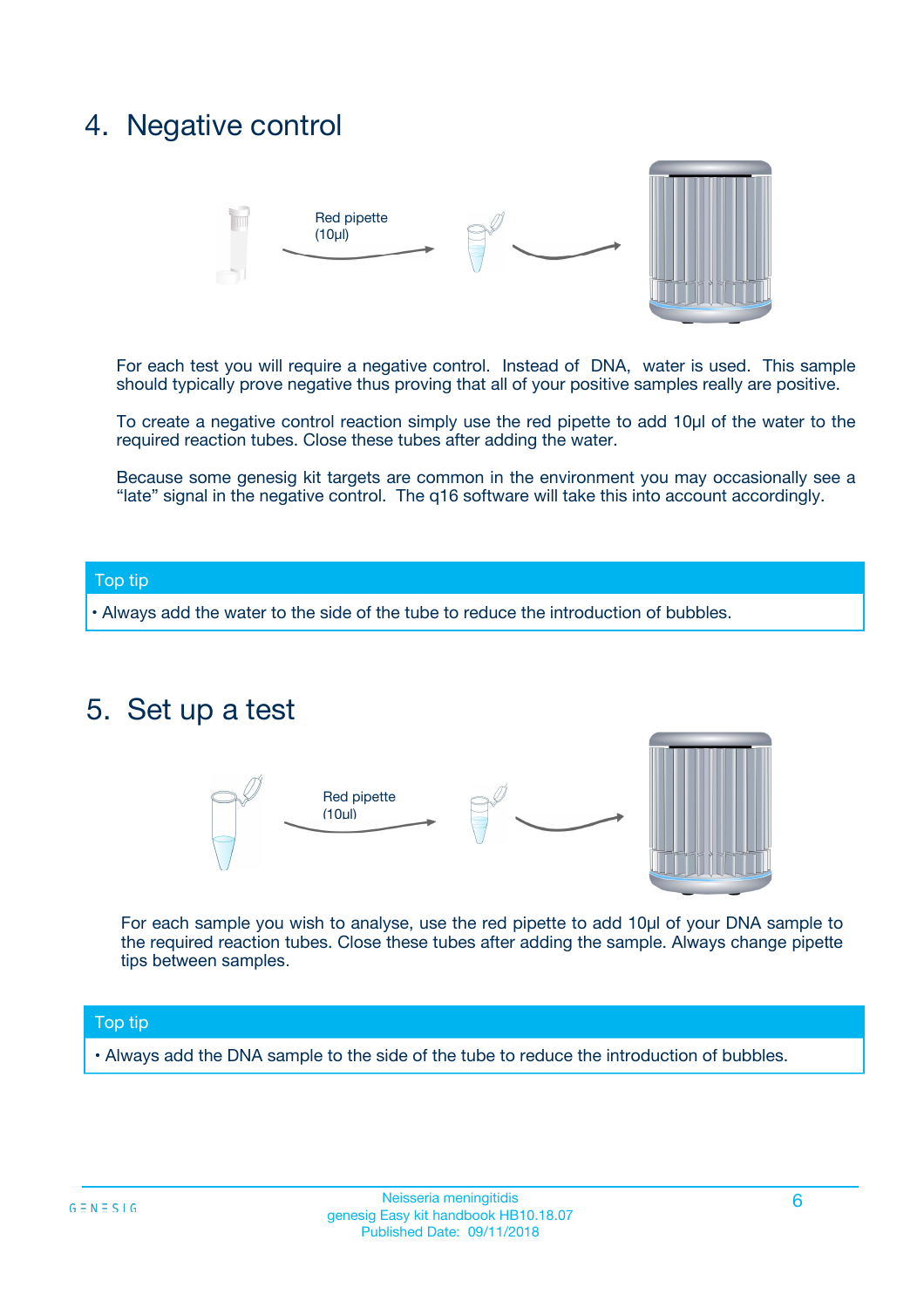## 4. Negative control

Red pipette (10µl)

For each test you will require a negative control. Instead of DNA, water is used. This sample should typically prove negative thus proving that all of your positive samples really are positive.

To create a negative control reaction simply use the red pipette to add 10µl of the water to the required reaction tubes. Close these tubes after adding the water.

Because some genesig kit targets are common in the environment you may occasionally see a "late" signal in the negative control. The q16 software will take this into account accordingly.

**Top tip**

- Always add the water to the side of the tube to reduce the introduction of bubbles.

## 5. Set up a test

Red pipette (10µl)

For each sample you wish to analyse, use the red pipette to add 10µl of your DNA sample to the required reaction tubes. Close these tubes after adding the sample. Always change pipette tips between samples.

**Top tip**

- Always add the DNA sample to the side of the tube to reduce the introduction of bubbles.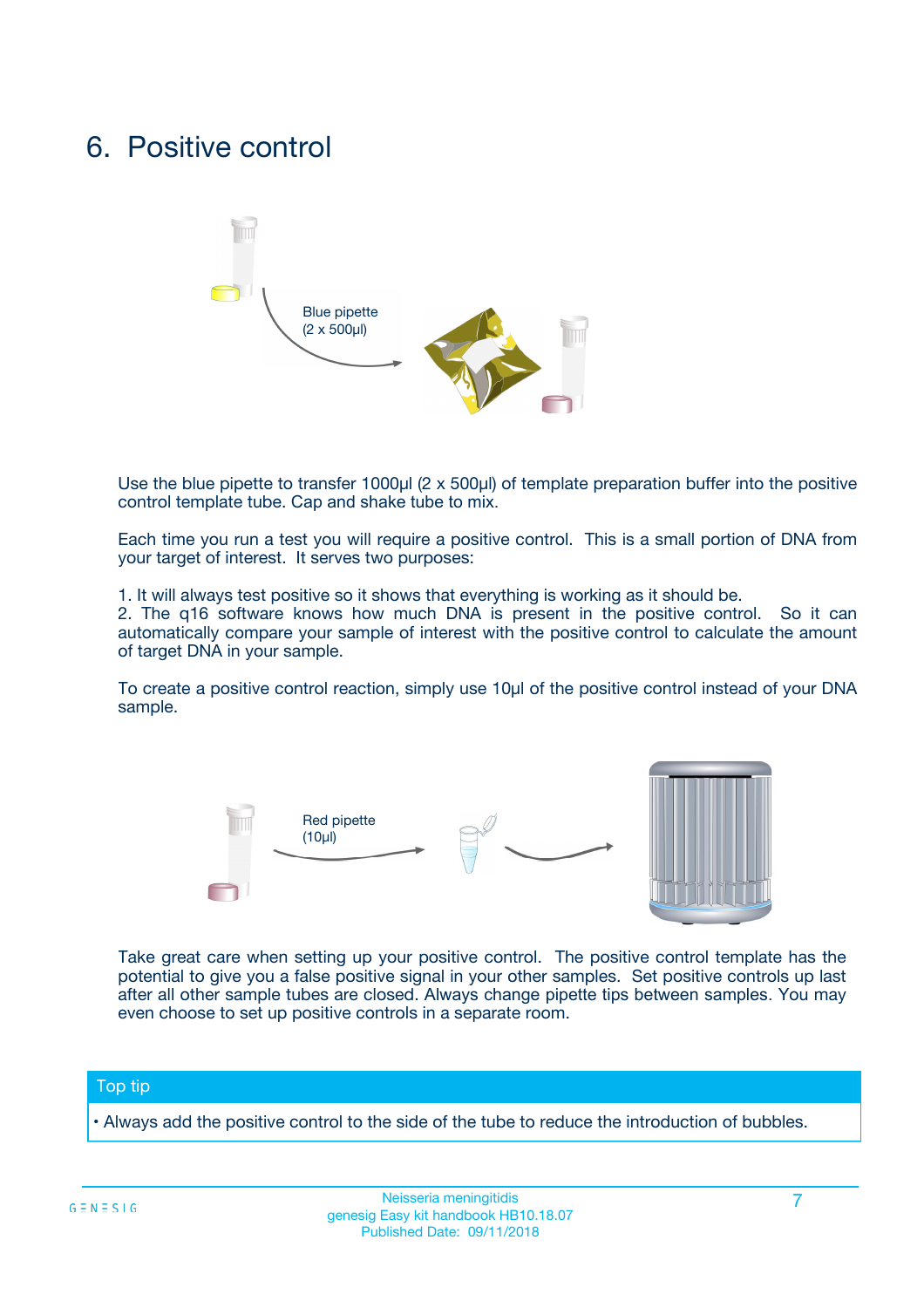# 6. Positive control

Blue pipette
(2 x 500µl)

Use the blue pipette to transfer 1000µl (2 x 500µl) of template preparation buffer into the positive control template tube. Cap and shake tube to mix.

Each time you run a test you will require a positive control. This is a small portion of DNA from your target of interest. It serves two purposes:

1. It will always test positive so it shows that everything is working as it should be.
2. The q16 software knows how much DNA is present in the positive control. So it can automatically compare your sample of interest with the positive control to calculate the amount of target DNA in your sample.

To create a positive control reaction, simply use 10µl of the positive control instead of your DNA sample.

Red pipette
(10µl)

Take great care when setting up your positive control. The positive control template has the potential to give you a false positive signal in your other samples. Set positive controls up last after all other sample tubes are closed. Always change pipette tips between samples. You may even choose to set up positive controls in a separate room.

**Top tip**

• Always add the positive control to the side of the tube to reduce the introduction of bubbles.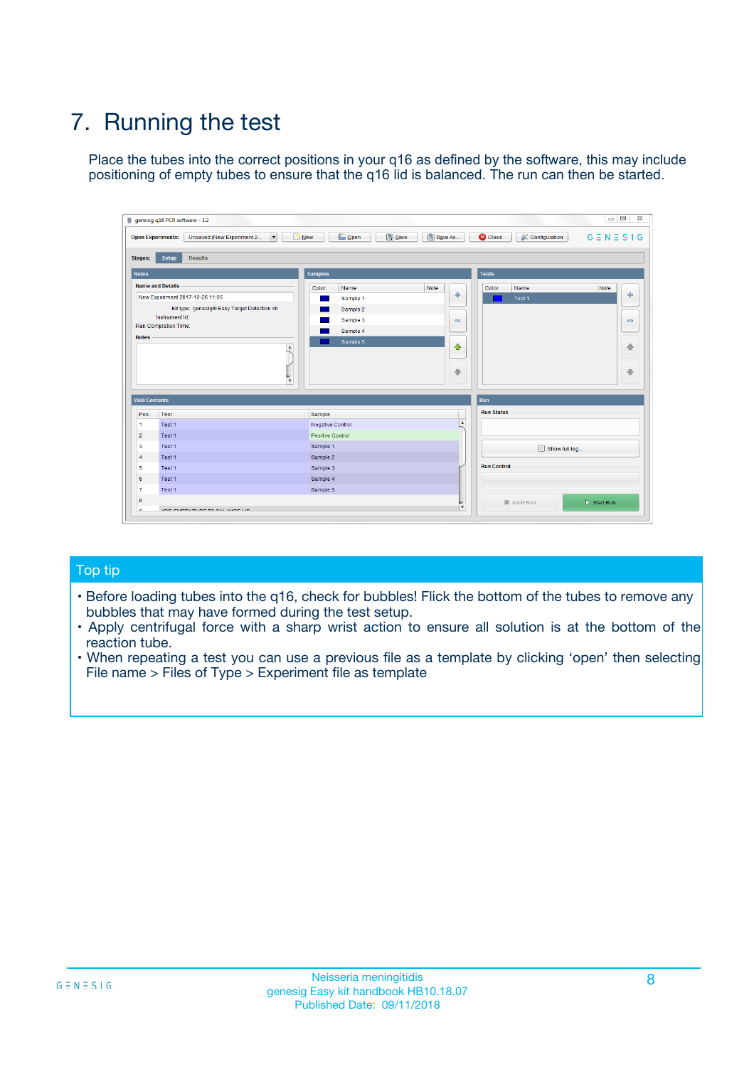# 7. Running the test

Place the tubes into the correct positions in your q16 as defined by the software, this may include positioning of empty tubes to ensure that the q16 lid is balanced. The run can then be started.

## Top tip

- Before loading tubes into the q16, check for bubbles! Flick the bottom of the tubes to remove any bubbles that may have formed during the test setup.
- Apply centrifugal force with a sharp wrist action to ensure all solution is at the bottom of the reaction tube.
- When repeating a test you can use a previous file as a template by clicking 'open' then selecting File name > Files of Type > Experiment file as template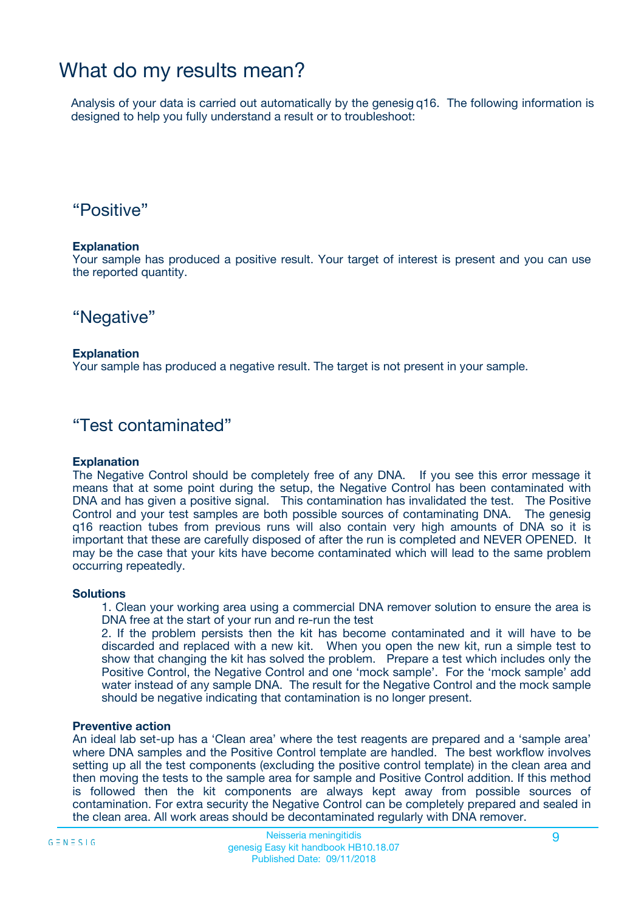# What do my results mean?

Analysis of your data is carried out automatically by the genesig q16. The following information is designed to help you fully understand a result or to troubleshoot:

## "Positive"

**Explanation**

Your sample has produced a positive result. Your target of interest is present and you can use the reported quantity.

## "Negative"

**Explanation**

Your sample has produced a negative result. The target is not present in your sample.

## "Test contaminated"

**Explanation**

The Negative Control should be completely free of any DNA. If you see this error message it means that at some point during the setup, the Negative Control has been contaminated with DNA and has given a positive signal. This contamination has invalidated the test. The Positive Control and your test samples are both possible sources of contaminating DNA. The genesig q16 reaction tubes from previous runs will also contain very high amounts of DNA so it is important that these are carefully disposed of after the run is completed and NEVER OPENED. It may be the case that your kits have become contaminated which will lead to the same problem occurring repeatedly.

**Solutions**

1. Clean your working area using a commercial DNA remover solution to ensure the area is DNA free at the start of your run and re-run the test
2. If the problem persists then the kit has become contaminated and it will have to be discarded and replaced with a new kit. When you open the new kit, run a simple test to show that changing the kit has solved the problem. Prepare a test which includes only the Positive Control, the Negative Control and one 'mock sample'. For the 'mock sample' add water instead of any sample DNA. The result for the Negative Control and the mock sample should be negative indicating that contamination is no longer present.

**Preventive action**

An ideal lab set-up has a 'Clean area' where the test reagents are prepared and a 'sample area' where DNA samples and the Positive Control template are handled. The best workflow involves setting up all the test components (excluding the positive control template) in the clean area and then moving the tests to the sample area for sample and Positive Control addition. If this method is followed then the kit components are always kept away from possible sources of contamination. For extra security the Negative Control can be completely prepared and sealed in the clean area. All work areas should be decontaminated regularly with DNA remover.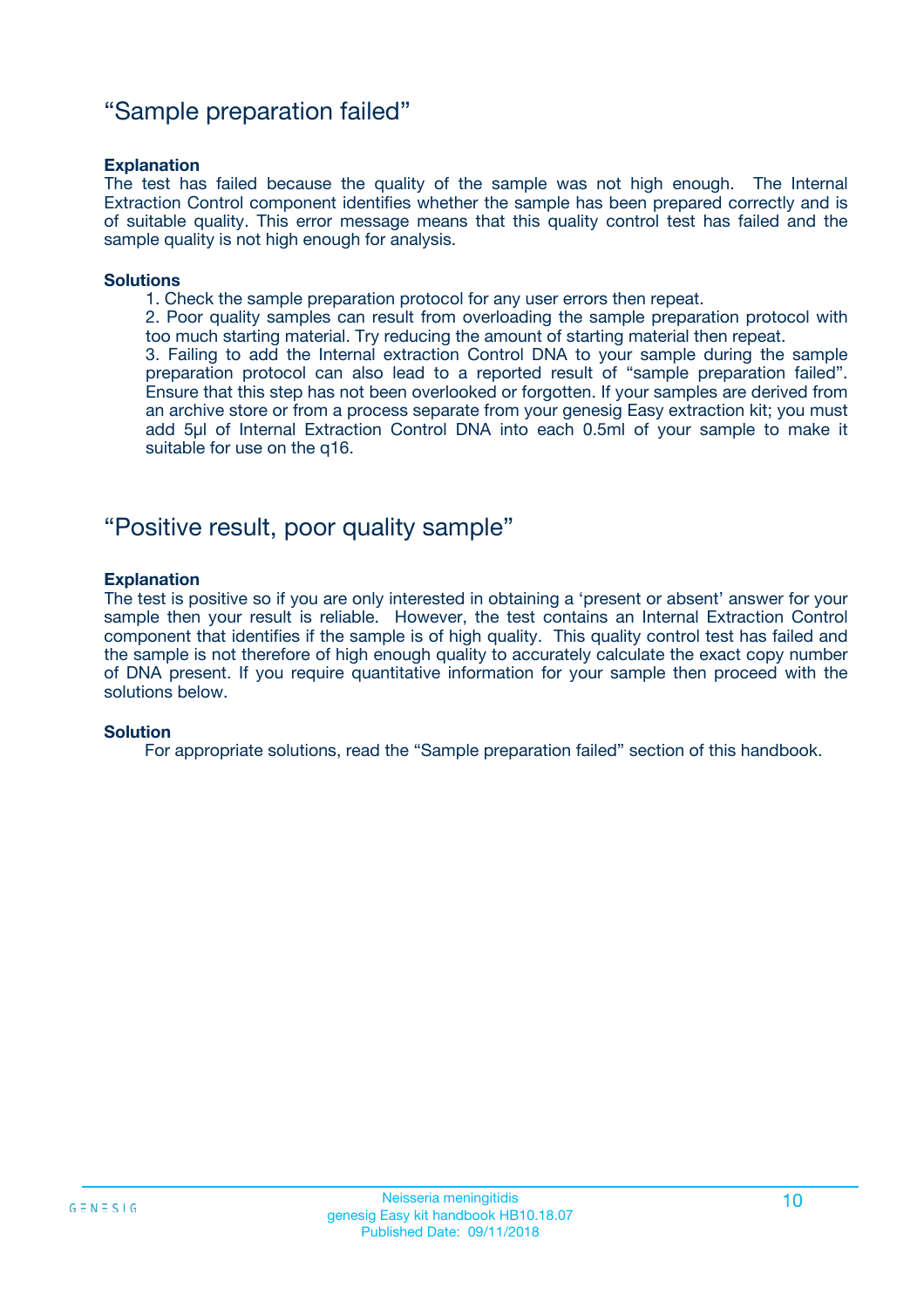## “Sample preparation failed”

**Explanation**

The test has failed because the quality of the sample was not high enough. The Internal Extraction Control component identifies whether the sample has been prepared correctly and is of suitable quality. This error message means that this quality control test has failed and the sample quality is not high enough for analysis.

**Solutions**

1. Check the sample preparation protocol for any user errors then repeat.
2. Poor quality samples can result from overloading the sample preparation protocol with too much starting material. Try reducing the amount of starting material then repeat.
3. Failing to add the Internal extraction Control DNA to your sample during the sample preparation protocol can also lead to a reported result of “sample preparation failed”. Ensure that this step has not been overlooked or forgotten. If your samples are derived from an archive store or from a process separate from your genesig Easy extraction kit; you must add 5µl of Internal Extraction Control DNA into each 0.5ml of your sample to make it suitable for use on the q16.

## “Positive result, poor quality sample”

**Explanation**

The test is positive so if you are only interested in obtaining a ‘present or absent’ answer for your sample then your result is reliable. However, the test contains an Internal Extraction Control component that identifies if the sample is of high quality. This quality control test has failed and the sample is not therefore of high enough quality to accurately calculate the exact copy number of DNA present. If you require quantitative information for your sample then proceed with the solutions below.

**Solution**

For appropriate solutions, read the “Sample preparation failed” section of this handbook.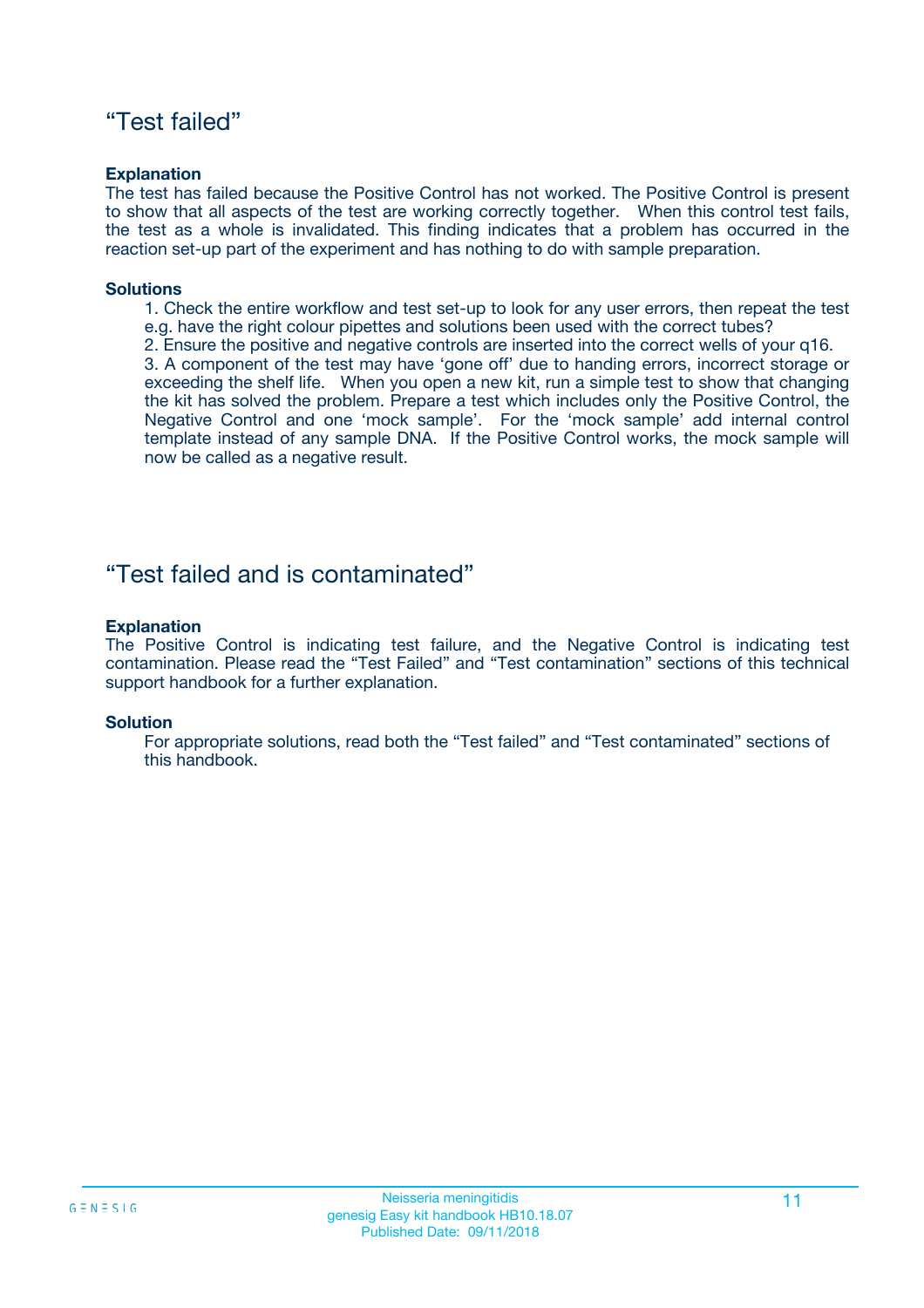## “Test failed”

**Explanation**

The test has failed because the Positive Control has not worked. The Positive Control is present to show that all aspects of the test are working correctly together. When this control test fails, the test as a whole is invalidated. This finding indicates that a problem has occurred in the reaction set-up part of the experiment and has nothing to do with sample preparation.

**Solutions**

1. Check the entire workflow and test set-up to look for any user errors, then repeat the test e.g. have the right colour pipettes and solutions been used with the correct tubes?
2. Ensure the positive and negative controls are inserted into the correct wells of your q16.
3. A component of the test may have ‘gone off’ due to handing errors, incorrect storage or exceeding the shelf life. When you open a new kit, run a simple test to show that changing the kit has solved the problem. Prepare a test which includes only the Positive Control, the Negative Control and one ‘mock sample’. For the ‘mock sample’ add internal control template instead of any sample DNA. If the Positive Control works, the mock sample will now be called as a negative result.

## “Test failed and is contaminated”

**Explanation**

The Positive Control is indicating test failure, and the Negative Control is indicating test contamination. Please read the “Test Failed” and “Test contamination” sections of this technical support handbook for a further explanation.

**Solution**

For appropriate solutions, read both the “Test failed” and “Test contaminated” sections of this handbook.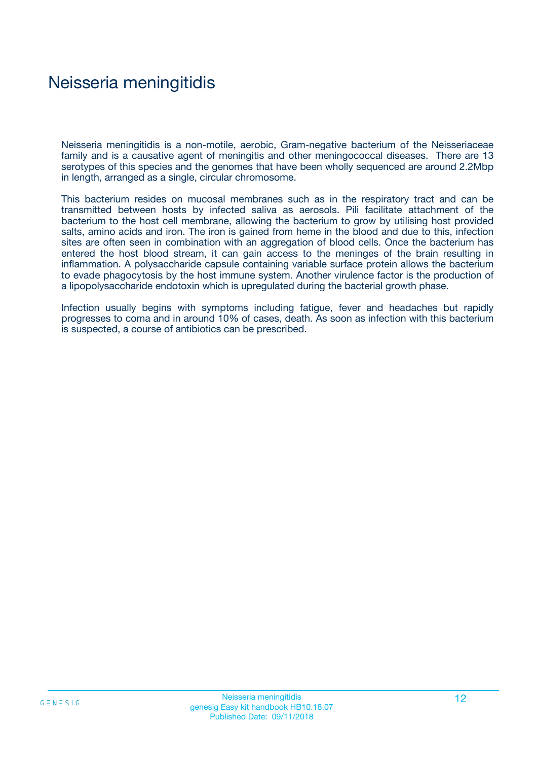# Neisseria meningitidis

Neisseria meningitidis is a non-motile, aerobic, Gram-negative bacterium of the Neisseriaceae family and is a causative agent of meningitis and other meningococcal diseases. There are 13 serotypes of this species and the genomes that have been wholly sequenced are around 2.2Mbp in length, arranged as a single, circular chromosome.

This bacterium resides on mucosal membranes such as in the respiratory tract and can be transmitted between hosts by infected saliva as aerosols. Pili facilitate attachment of the bacterium to the host cell membrane, allowing the bacterium to grow by utilising host provided salts, amino acids and iron. The iron is gained from heme in the blood and due to this, infection sites are often seen in combination with an aggregation of blood cells. Once the bacterium has entered the host blood stream, it can gain access to the meninges of the brain resulting in inflammation. A polysaccharide capsule containing variable surface protein allows the bacterium to evade phagocytosis by the host immune system. Another virulence factor is the production of a lipopolysaccharide endotoxin which is upregulated during the bacterial growth phase.

Infection usually begins with symptoms including fatigue, fever and headaches but rapidly progresses to coma and in around 10% of cases, death. As soon as infection with this bacterium is suspected, a course of antibiotics can be prescribed.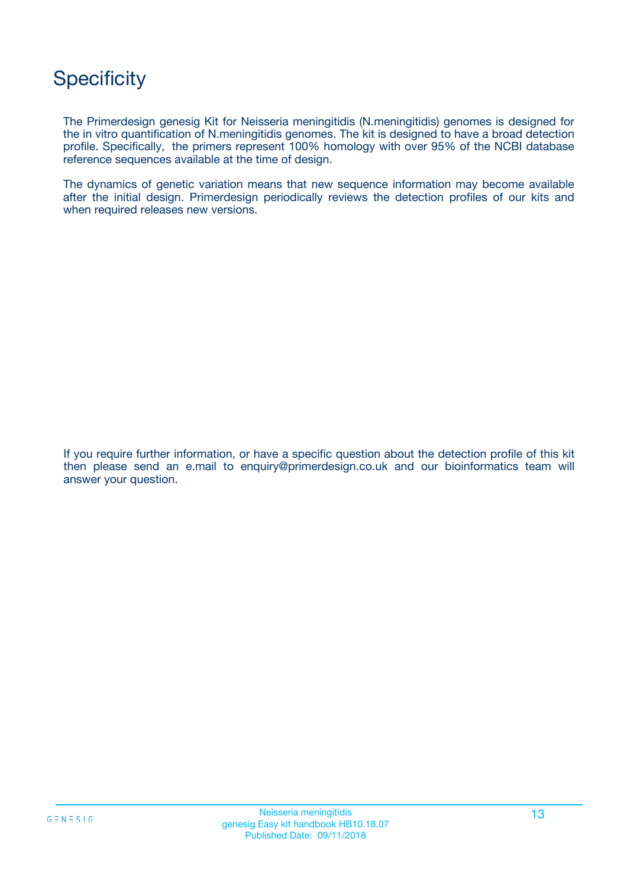# Specificity

The Primerdesign genesig Kit for Neisseria meningitidis (N.meningitidis) genomes is designed for the in vitro quantification of N.meningitidis genomes. The kit is designed to have a broad detection profile. Specifically, the primers represent 100% homology with over 95% of the NCBI database reference sequences available at the time of design.

The dynamics of genetic variation means that new sequence information may become available after the initial design. Primerdesign periodically reviews the detection profiles of our kits and when required releases new versions.

If you require further information, or have a specific question about the detection profile of this kit then please send an e.mail to enquiry@primerdesign.co.uk and our bioinformatics team will answer your question.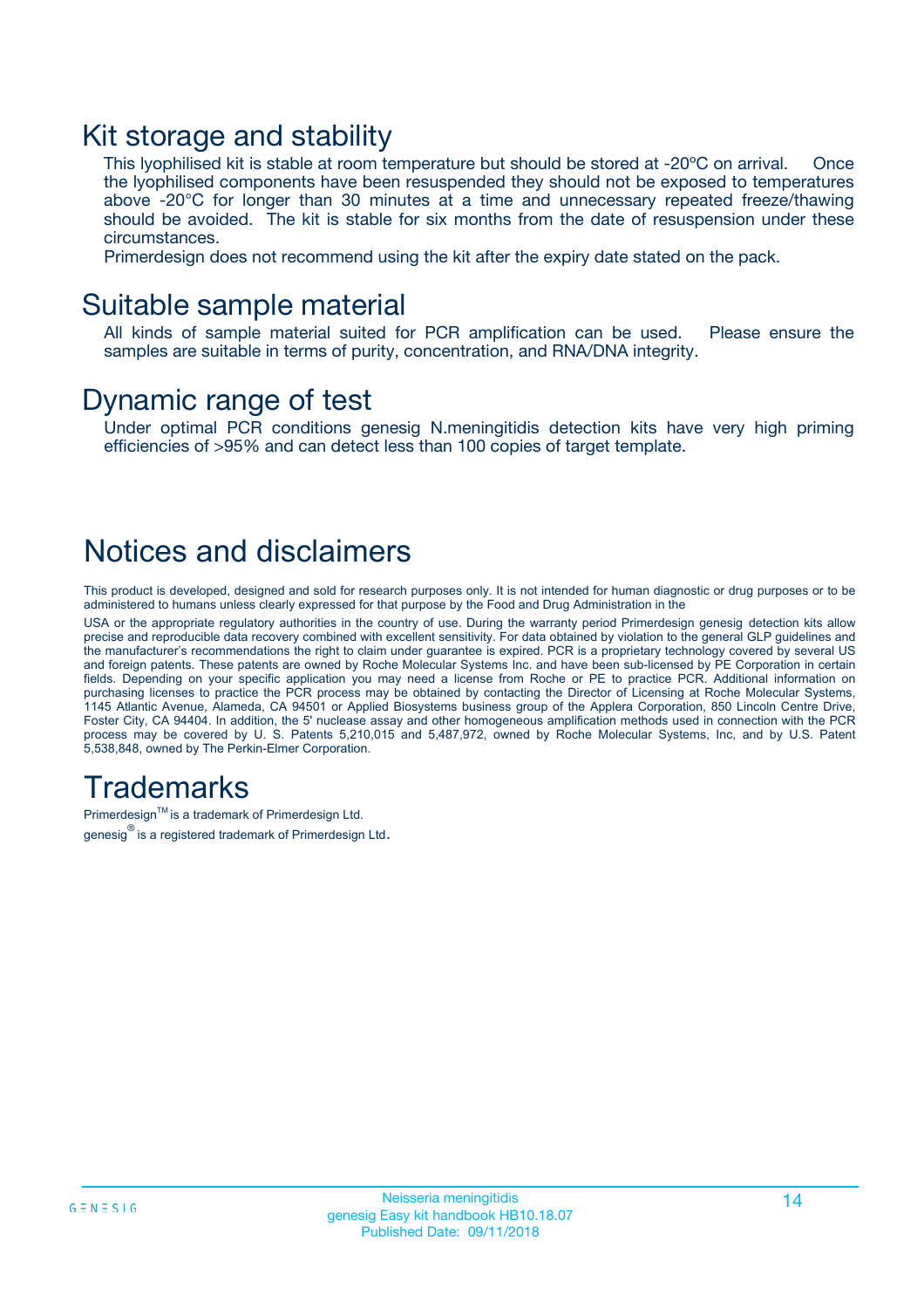## Kit storage and stability

This lyophilised kit is stable at room temperature but should be stored at -20ºC on arrival. Once the lyophilised components have been resuspended they should not be exposed to temperatures above -20°C for longer than 30 minutes at a time and unnecessary repeated freeze/thawing should be avoided. The kit is stable for six months from the date of resuspension under these circumstances.

Primerdesign does not recommend using the kit after the expiry date stated on the pack.

## Suitable sample material

All kinds of sample material suited for PCR amplification can be used. Please ensure the samples are suitable in terms of purity, concentration, and RNA/DNA integrity.

## Dynamic range of test

Under optimal PCR conditions genesig N.meningitidis detection kits have very high priming efficiencies of >95% and can detect less than 100 copies of target template.

# Notices and disclaimers

This product is developed, designed and sold for research purposes only. It is not intended for human diagnostic or drug purposes or to be administered to humans unless clearly expressed for that purpose by the Food and Drug Administration in the

USA or the appropriate regulatory authorities in the country of use. During the warranty period Primerdesign genesig detection kits allow precise and reproducible data recovery combined with excellent sensitivity. For data obtained by violation to the general GLP guidelines and the manufacturer's recommendations the right to claim under guarantee is expired. PCR is a proprietary technology covered by several US and foreign patents. These patents are owned by Roche Molecular Systems Inc. and have been sub-licensed by PE Corporation in certain fields. Depending on your specific application you may need a license from Roche or PE to practice PCR. Additional information on purchasing licenses to practice the PCR process may be obtained by contacting the Director of Licensing at Roche Molecular Systems, 1145 Atlantic Avenue, Alameda, CA 94501 or Applied Biosystems business group of the Applera Corporation, 850 Lincoln Centre Drive, Foster City, CA 94404. In addition, the 5' nuclease assay and other homogeneous amplification methods used in connection with the PCR process may be covered by U. S. Patents 5,210,015 and 5,487,972, owned by Roche Molecular Systems, Inc, and by U.S. Patent 5,538,848, owned by The Perkin-Elmer Corporation.

# Trademarks

Primerdesign™ is a trademark of Primerdesign Ltd.

genesig® is a registered trademark of Primerdesign Ltd.